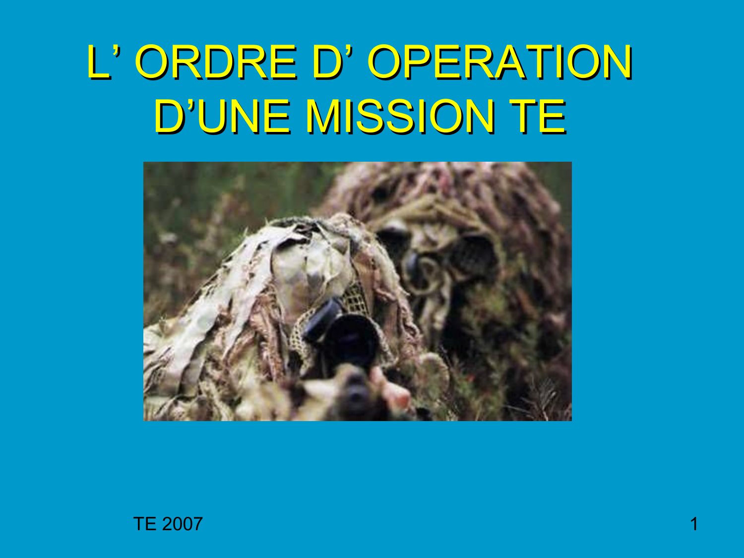# L' ORDRE D' OPERATION D'UNE MISSION TE

TE 2007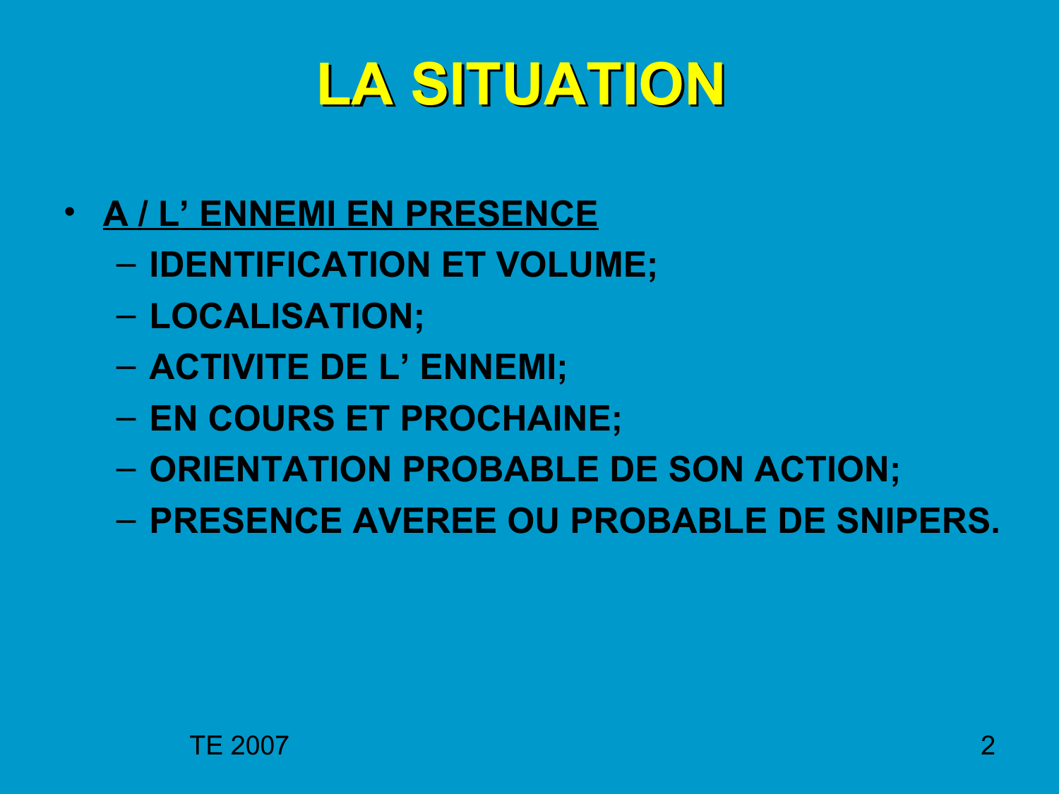# LA SITUATION

- **A / L' ENNEMI EN PRESENCE**
  - IDENTIFICATION ET VOLUME;
  - LOCALISATION;
  - ACTIVITE DE L' ENNEMI;
  - EN COURS ET PROCHAINE;
  - ORIENTATION PROBABLE DE SON ACTION;
  - PRESENCE AVEREE OU PROBABLE DE SNIPERS.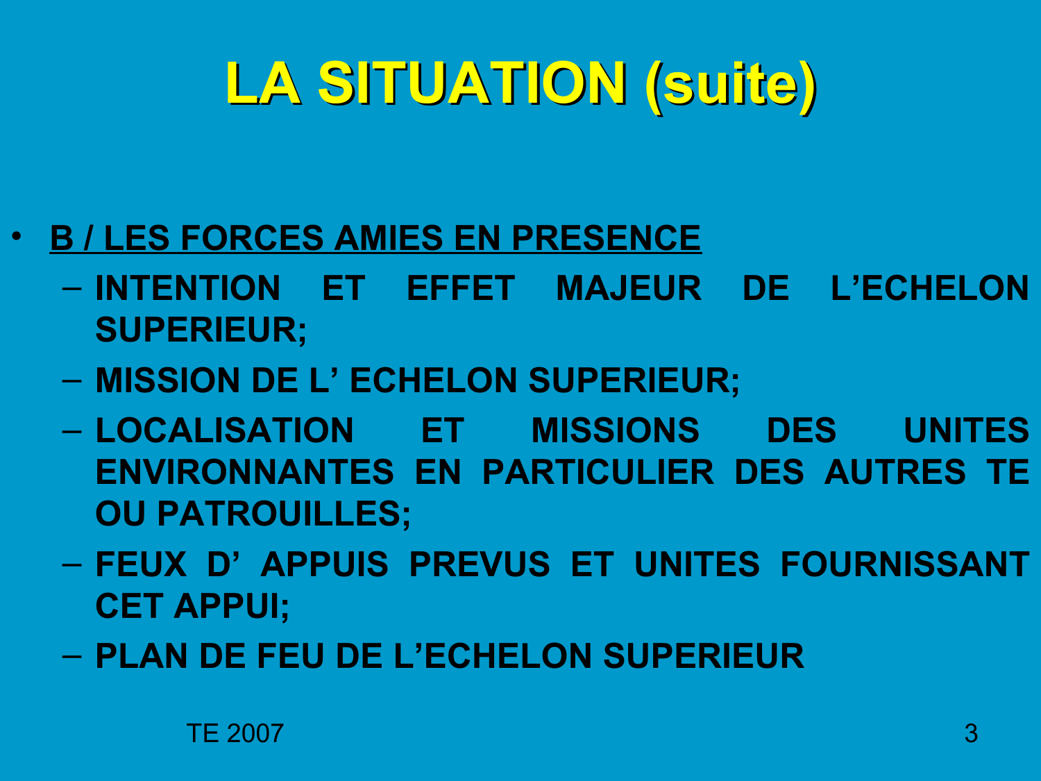# LA SITUATION (suite)

- **B / LES FORCES AMIES EN PRESENCE**
  - **INTENTION ET EFFET MAJEUR DE L'ECHELON SUPERIEUR;**
  - **MISSION DE L' ECHELON SUPERIEUR;**
  - **LOCALISATION ET MISSIONS DES UNITES ENVIRONNANTES EN PARTICULIER DES AUTRES TE OU PATROUILLES;**
  - **FEUX D' APPUIS PREVUS ET UNITES FOURNISSANT CET APPUI;**
  - **PLAN DE FEU DE L'ECHELON SUPERIEUR**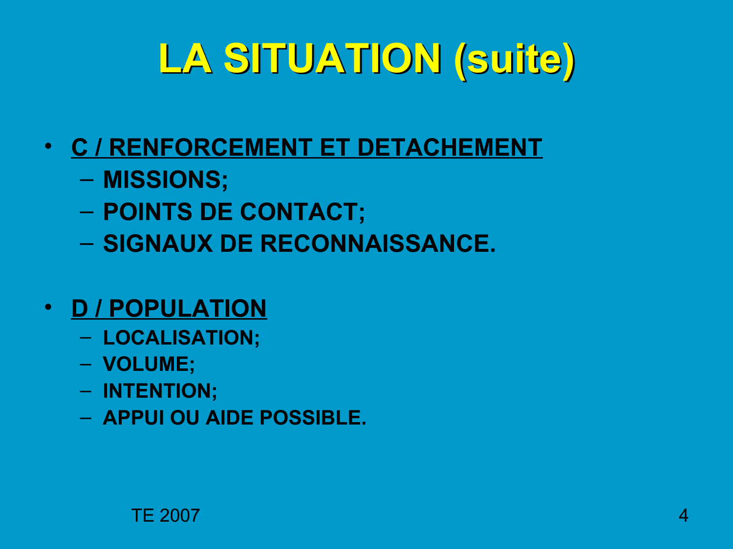# LA SITUATION (suite)

- **C / RENFORCEMENT ET DETACHEMENT**
  - **MISSIONS;**
  - **POINTS DE CONTACT;**
  - **SIGNAUX DE RECONNAISSANCE.**

- **D / POPULATION**
  - **LOCALISATION;**
  - **VOLUME;**
  - **INTENTION;**
  - **APPUI OU AIDE POSSIBLE.**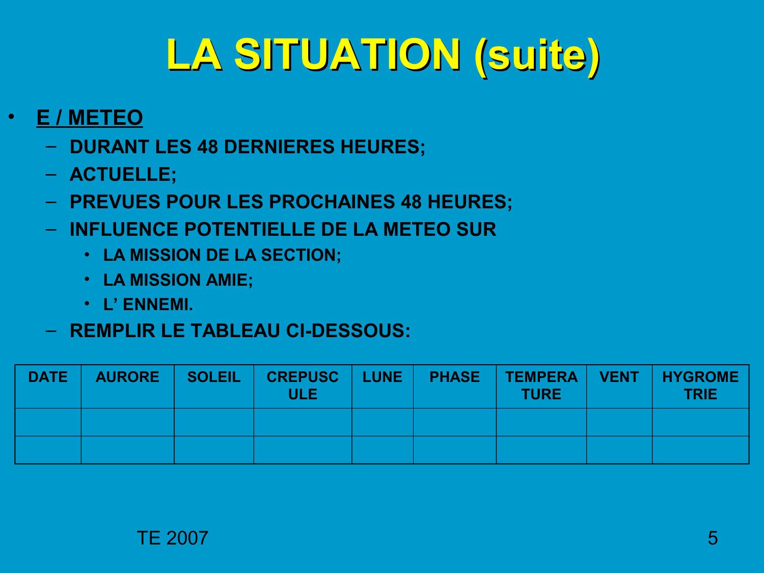# LA SITUATION (suite)

- **E / METEO**
  - **DURANT LES 48 DERNIERES HEURES;**
  - **ACTUELLE;**
  - **PREVUES POUR LES PROCHAINES 48 HEURES;**
  - **INFLUENCE POTENTIELLE DE LA METEO SUR**
    - **LA MISSION DE LA SECTION;**
    - **LA MISSION AMIE;**
    - **L' ENNEMI.**
  - **REMPLIR LE TABLEAU CI-DESSOUS:**

| DATE | AURORE | SOLEIL | CREPUSCULE | LUNE | PHASE | TEMPERATURE | VENT | HYGROMETRIE |
|---|---|---|---|---|---|---|---|---|
| | | | | | | | | |
| | | | | | | | | |

TE 2007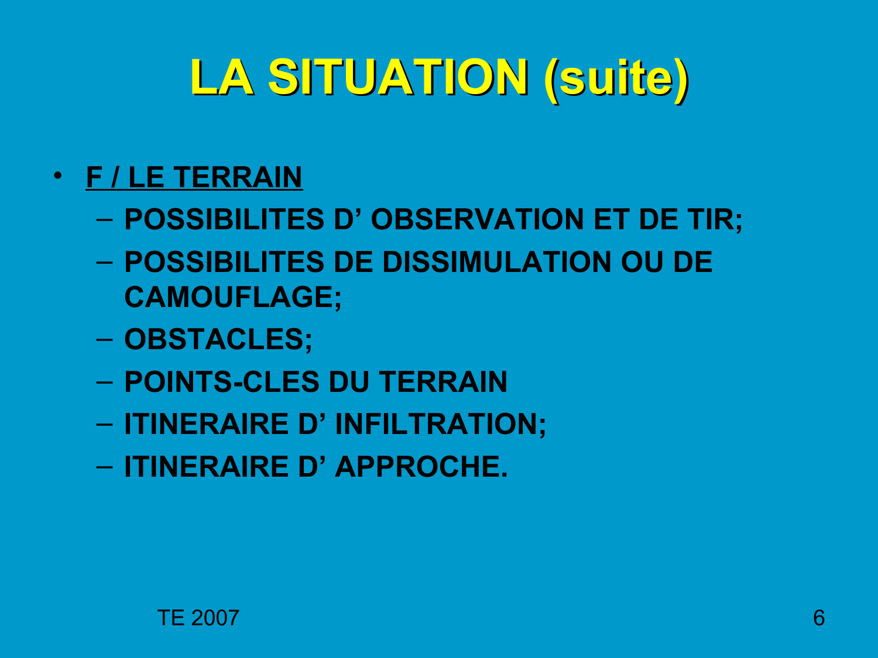# LA SITUATION (suite)

- **F / LE TERRAIN**
  - **POSSIBILITES D' OBSERVATION ET DE TIR;**
  - **POSSIBILITES DE DISSIMULATION OU DE CAMOUFLAGE;**
  - **OBSTACLES;**
  - **POINTS-CLES DU TERRAIN**
  - **ITINERAIRE D' INFILTRATION;**
  - **ITINERAIRE D' APPROCHE.**

TE 2007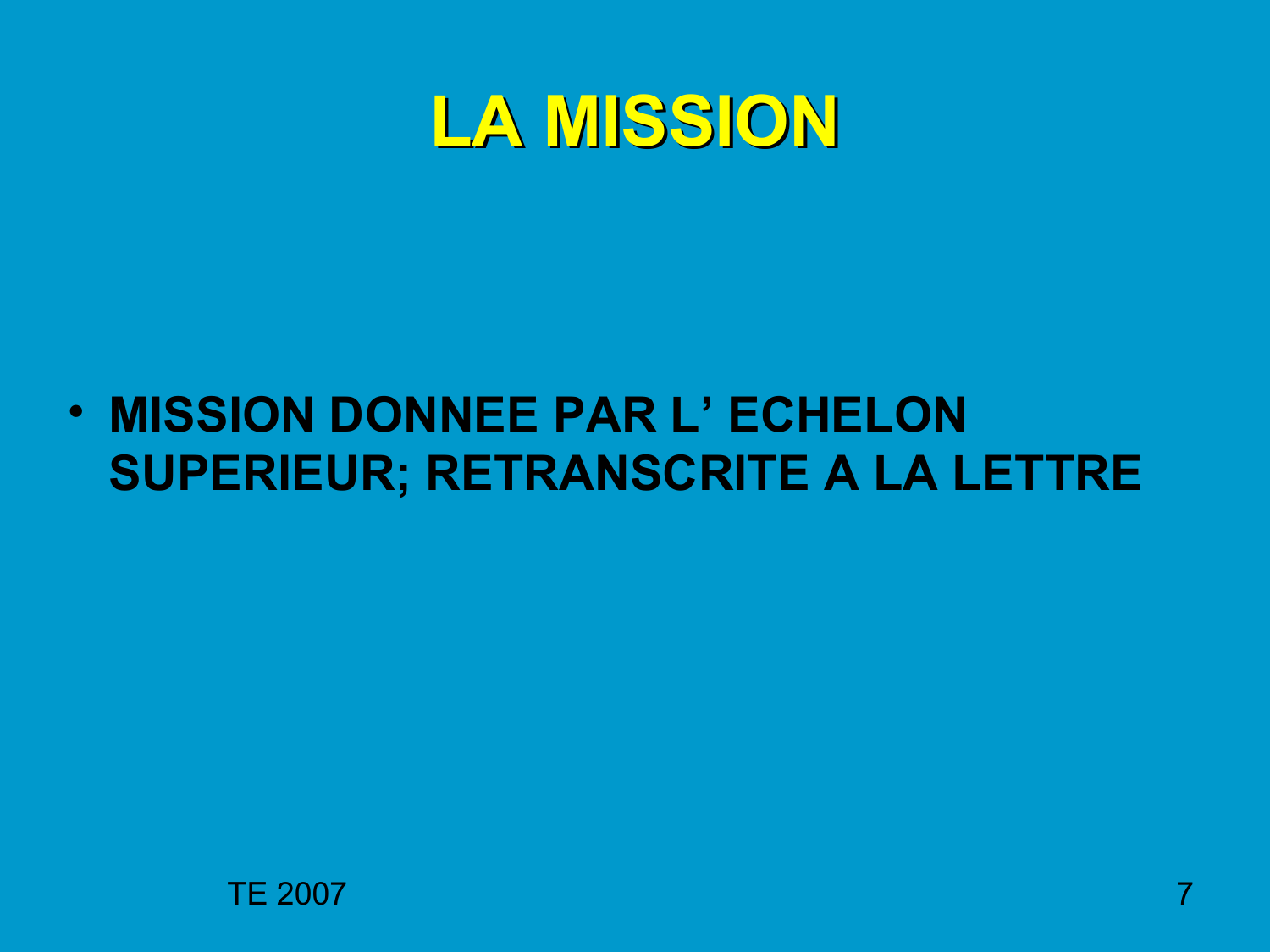# LA MISSION

- **MISSION DONNEE PAR L’ ECHELON SUPERIEUR; RETRANSCRITE A LA LETTRE**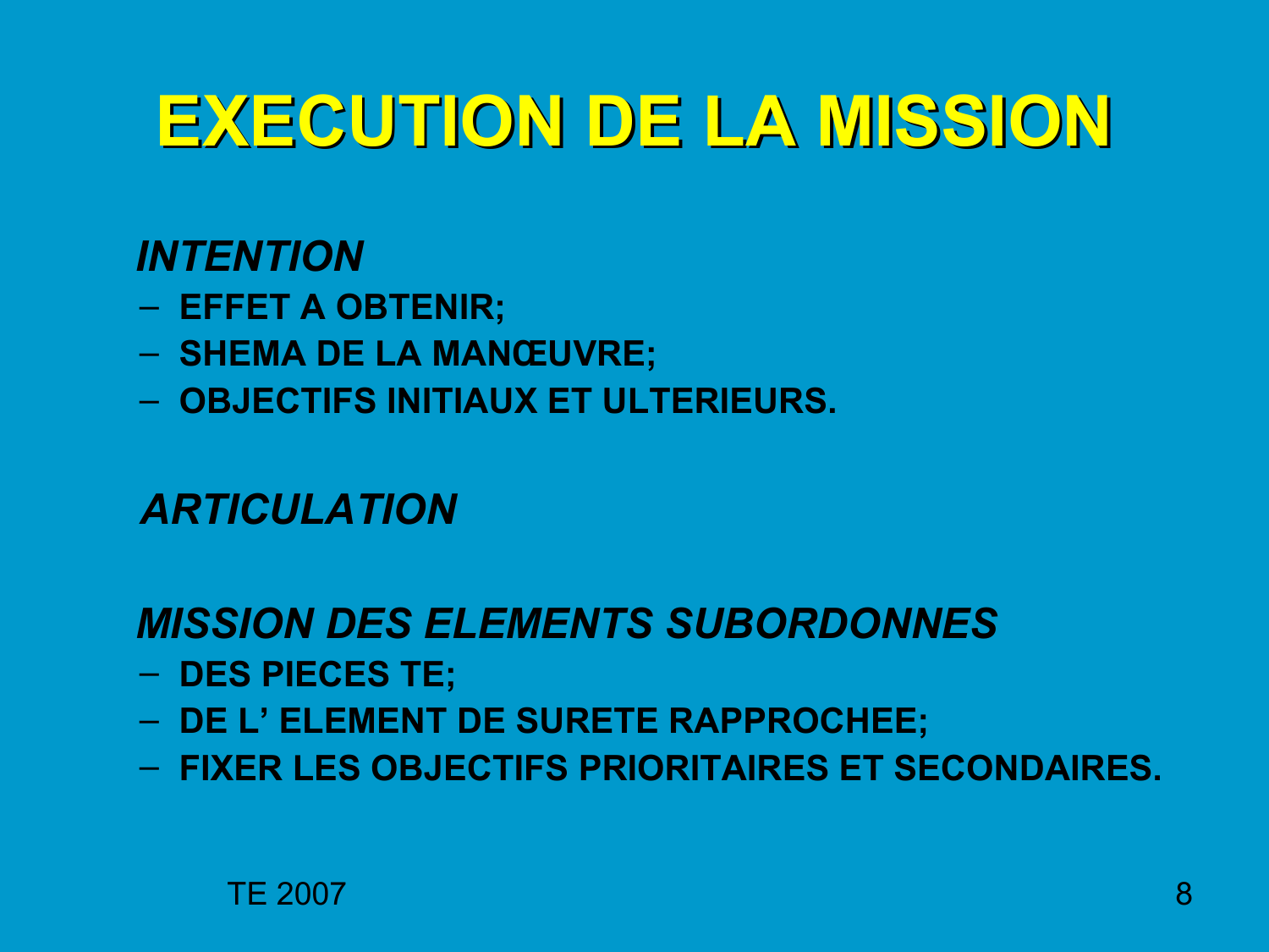# EXECUTION DE LA MISSION

***INTENTION***

- **EFFET A OBTENIR;**
- **SHEMA DE LA MANŒUVRE;**
- **OBJECTIFS INITIAUX ET ULTERIEURS.**

***ARTICULATION***

***MISSION DES ELEMENTS SUBORDONNES***

- **DES PIECES TE;**
- **DE L' ELEMENT DE SURETE RAPPROCHEE;**
- **FIXER LES OBJECTIFS PRIORITAIRES ET SECONDAIRES.**

TE 2007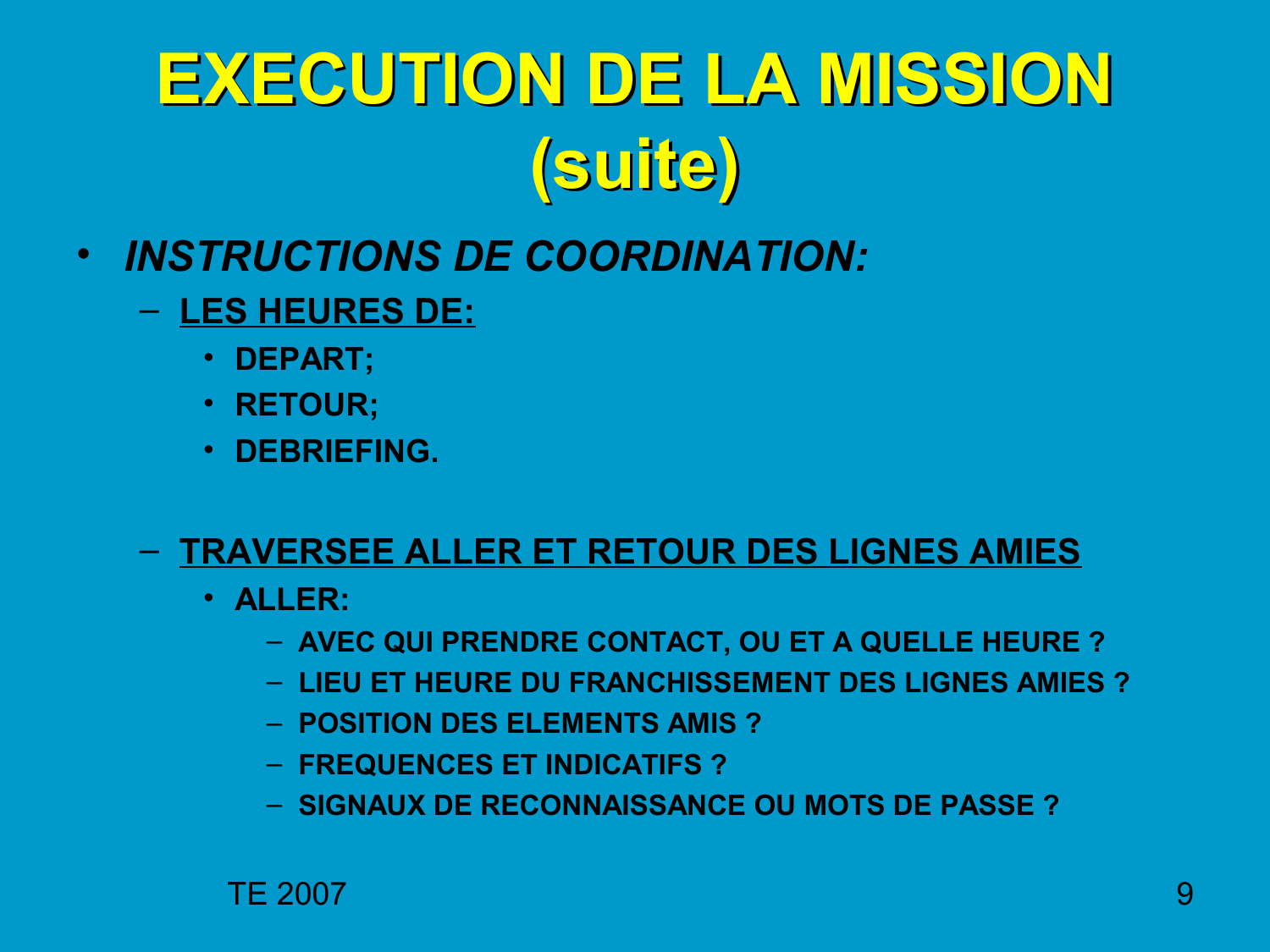# EXECUTION DE LA MISSION (suite)

- ***INSTRUCTIONS DE COORDINATION:***
  - **LES HEURES DE:**
    - **DEPART;**
    - **RETOUR;**
    - **DEBRIEFING.**
  - **TRAVERSEE ALLER ET RETOUR DES LIGNES AMIES**
    - **ALLER:**
      - **AVEC QUI PRENDRE CONTACT, OU ET A QUELLE HEURE ?**
      - **LIEU ET HEURE DU FRANCHISSEMENT DES LIGNES AMIES ?**
      - **POSITION DES ELEMENTS AMIS ?**
      - **FREQUENCES ET INDICATIFS ?**
      - **SIGNAUX DE RECONNAISSANCE OU MOTS DE PASSE ?**

TE 2007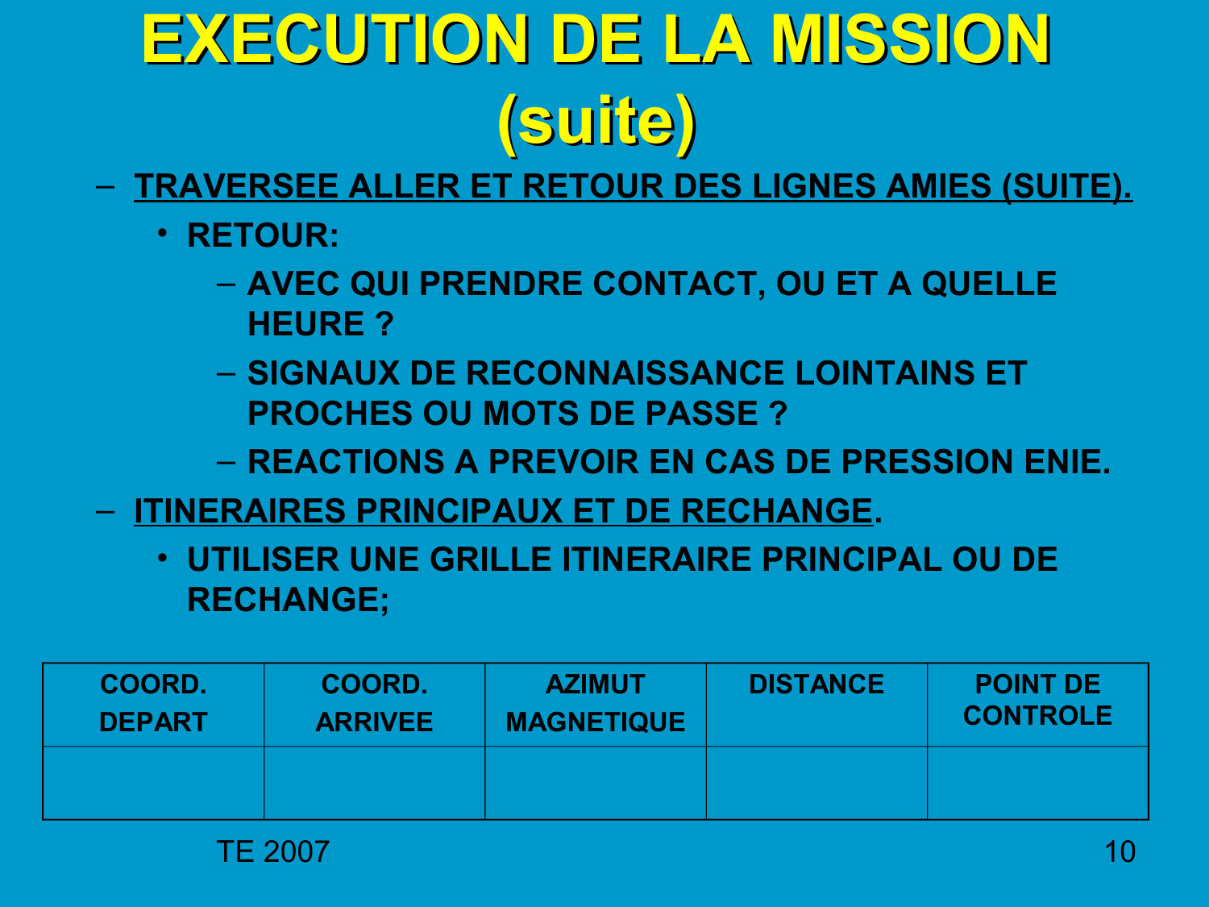# EXECUTION DE LA MISSION (suite)

- **<u>TRAVERSEE ALLER ET RETOUR DES LIGNES AMIES (SUITE).</u>**
  - **RETOUR:**
    - **AVEC QUI PRENDRE CONTACT, OU ET A QUELLE HEURE ?**
    - **SIGNAUX DE RECONNAISSANCE LOINTAINS ET PROCHES OU MOTS DE PASSE ?**
    - **REACTIONS A PREVOIR EN CAS DE PRESSION ENIE.**
- **<u>ITINERAIRES PRINCIPAUX ET DE RECHANGE</u>.**
  - **UTILISER UNE GRILLE ITINERAIRE PRINCIPAL OU DE RECHANGE;**

| COORD. DEPART | COORD. ARRIVEE | AZIMUT MAGNETIQUE | DISTANCE | POINT DE CONTROLE |
|---|---|---|---|---|
| | | | | |

TE 2007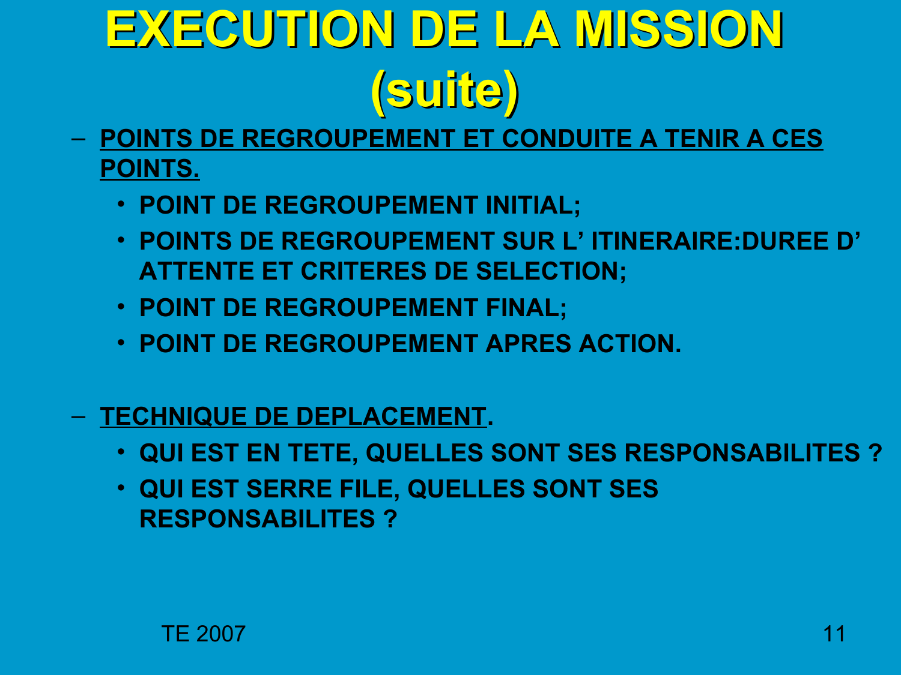# EXECUTION DE LA MISSION (suite)

- **POINTS DE REGROUPEMENT ET CONDUITE A TENIR A CES POINTS.**
  - **POINT DE REGROUPEMENT INITIAL;**
  - **POINTS DE REGROUPEMENT SUR L’ ITINERAIRE:DUREE D’ ATTENTE ET CRITERES DE SELECTION;**
  - **POINT DE REGROUPEMENT FINAL;**
  - **POINT DE REGROUPEMENT APRES ACTION.**

- **TECHNIQUE DE DEPLACEMENT.**
  - **QUI EST EN TETE, QUELLES SONT SES RESPONSABILITES ?**
  - **QUI EST SERRE FILE, QUELLES SONT SES RESPONSABILITES ?**

TE 2007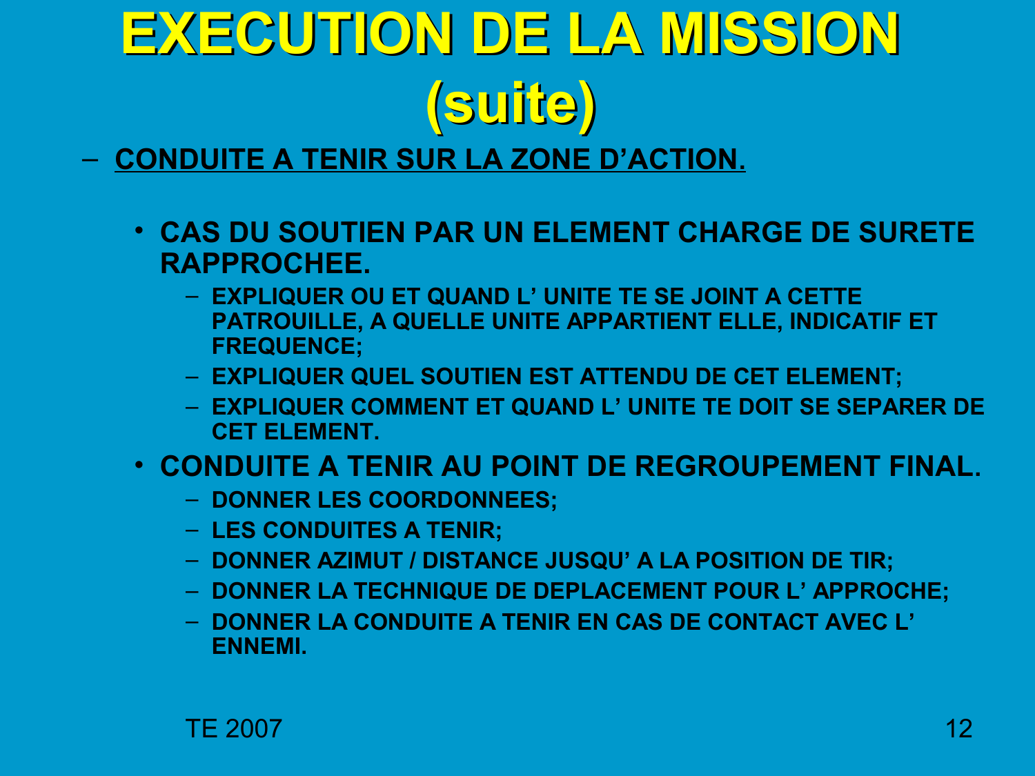# EXECUTION DE LA MISSION (suite)

- **CONDUITE A TENIR SUR LA ZONE D'ACTION.**
  - **CAS DU SOUTIEN PAR UN ELEMENT CHARGE DE SURETE RAPPROCHEE.**
    - **EXPLIQUER OU ET QUAND L' UNITE TE SE JOINT A CETTE PATROUILLE, A QUELLE UNITE APPARTIENT ELLE, INDICATIF ET FREQUENCE;**
    - **EXPLIQUER QUEL SOUTIEN EST ATTENDU DE CET ELEMENT;**
    - **EXPLIQUER COMMENT ET QUAND L' UNITE TE DOIT SE SEPARER DE CET ELEMENT.**
  - **CONDUITE A TENIR AU POINT DE REGROUPEMENT FINAL.**
    - **DONNER LES COORDONNEES;**
    - **LES CONDUITES A TENIR;**
    - **DONNER AZIMUT / DISTANCE JUSQU' A LA POSITION DE TIR;**
    - **DONNER LA TECHNIQUE DE DEPLACEMENT POUR L' APPROCHE;**
    - **DONNER LA CONDUITE A TENIR EN CAS DE CONTACT AVEC L' ENNEMI.**

TE 2007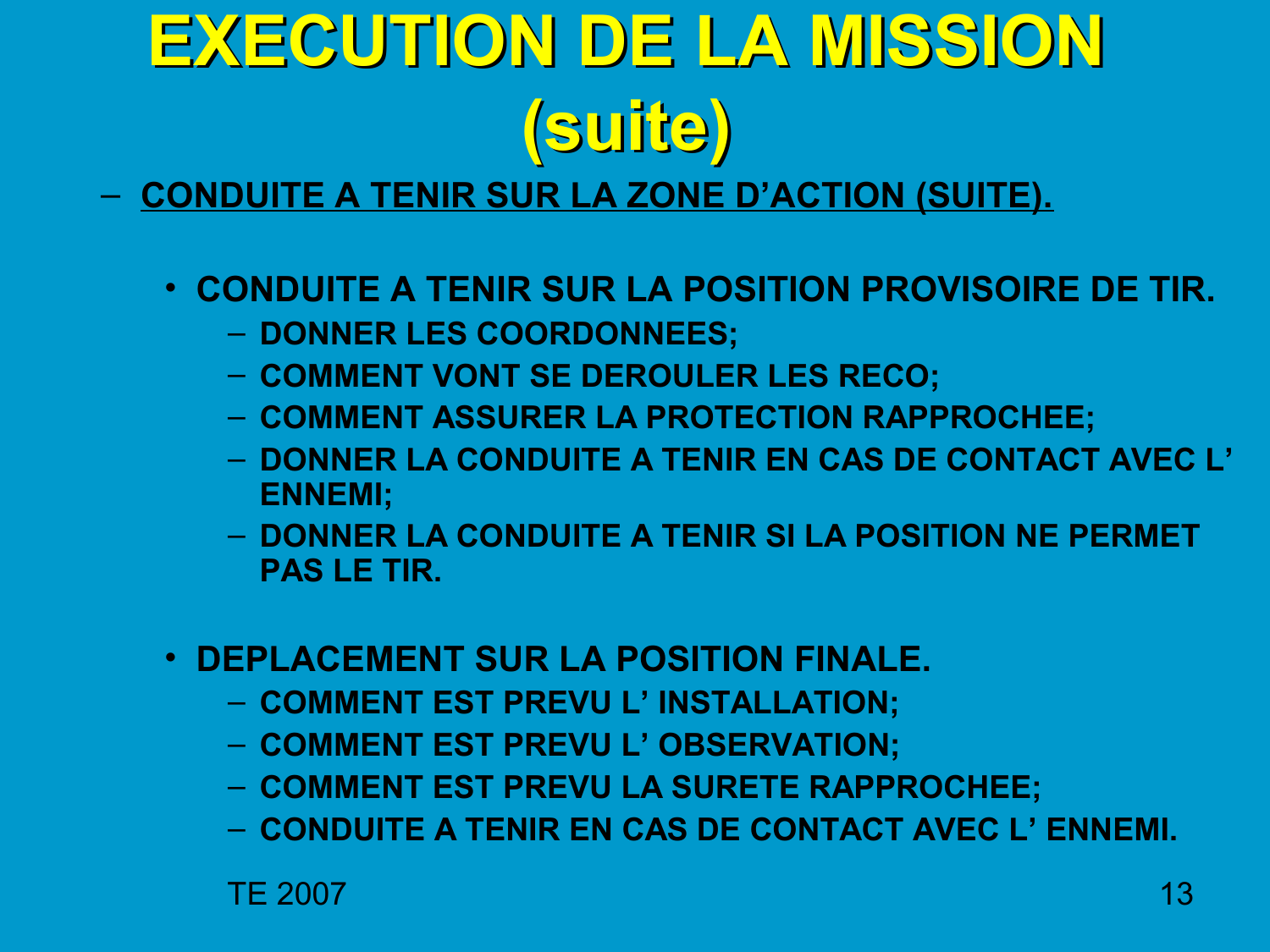# EXECUTION DE LA MISSION (suite)

- **CONDUITE A TENIR SUR LA ZONE D'ACTION (SUITE).**

  - **CONDUITE A TENIR SUR LA POSITION PROVISOIRE DE TIR.**
    - **DONNER LES COORDONNEES;**
    - **COMMENT VONT SE DEROULER LES RECO;**
    - **COMMENT ASSURER LA PROTECTION RAPPROCHEE;**
    - **DONNER LA CONDUITE A TENIR EN CAS DE CONTACT AVEC L' ENNEMI;**
    - **DONNER LA CONDUITE A TENIR SI LA POSITION NE PERMET PAS LE TIR.**

  - **DEPLACEMENT SUR LA POSITION FINALE.**
    - **COMMENT EST PREVU L' INSTALLATION;**
    - **COMMENT EST PREVU L' OBSERVATION;**
    - **COMMENT EST PREVU LA SURETE RAPPROCHEE;**
    - **CONDUITE A TENIR EN CAS DE CONTACT AVEC L' ENNEMI.**

TE 2007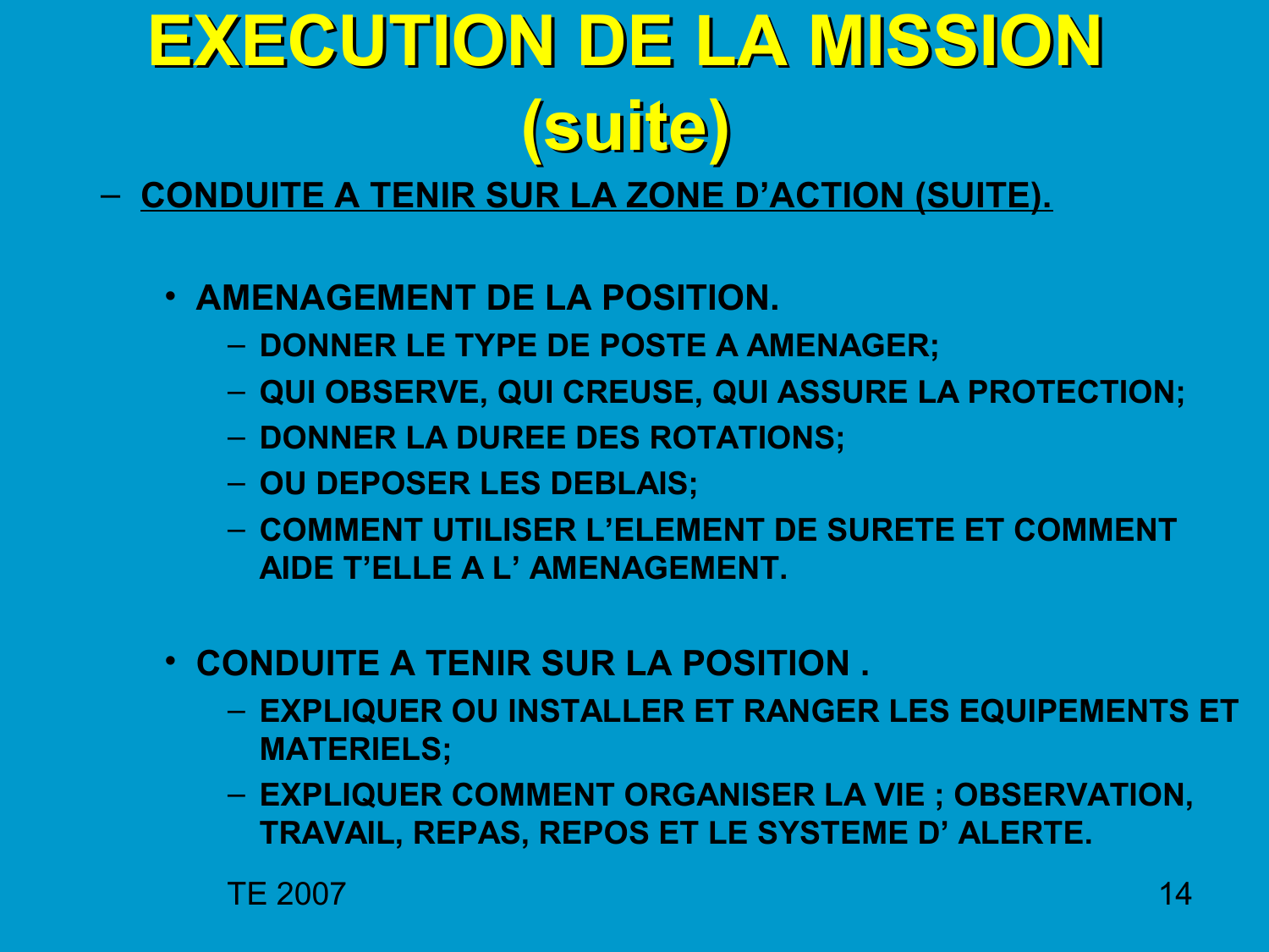# EXECUTION DE LA MISSION (suite)

- **CONDUITE A TENIR SUR LA ZONE D'ACTION (SUITE).**

  - **AMENAGEMENT DE LA POSITION.**
    - **DONNER LE TYPE DE POSTE A AMENAGER;**
    - **QUI OBSERVE, QUI CREUSE, QUI ASSURE LA PROTECTION;**
    - **DONNER LA DUREE DES ROTATIONS;**
    - **OU DEPOSER LES DEBLAIS;**
    - **COMMENT UTILISER L'ELEMENT DE SURETE ET COMMENT AIDE T'ELLE A L' AMENAGEMENT.**

  - **CONDUITE A TENIR SUR LA POSITION .**
    - **EXPLIQUER OU INSTALLER ET RANGER LES EQUIPEMENTS ET MATERIELS;**
    - **EXPLIQUER COMMENT ORGANISER LA VIE ; OBSERVATION, TRAVAIL, REPAS, REPOS ET LE SYSTEME D' ALERTE.**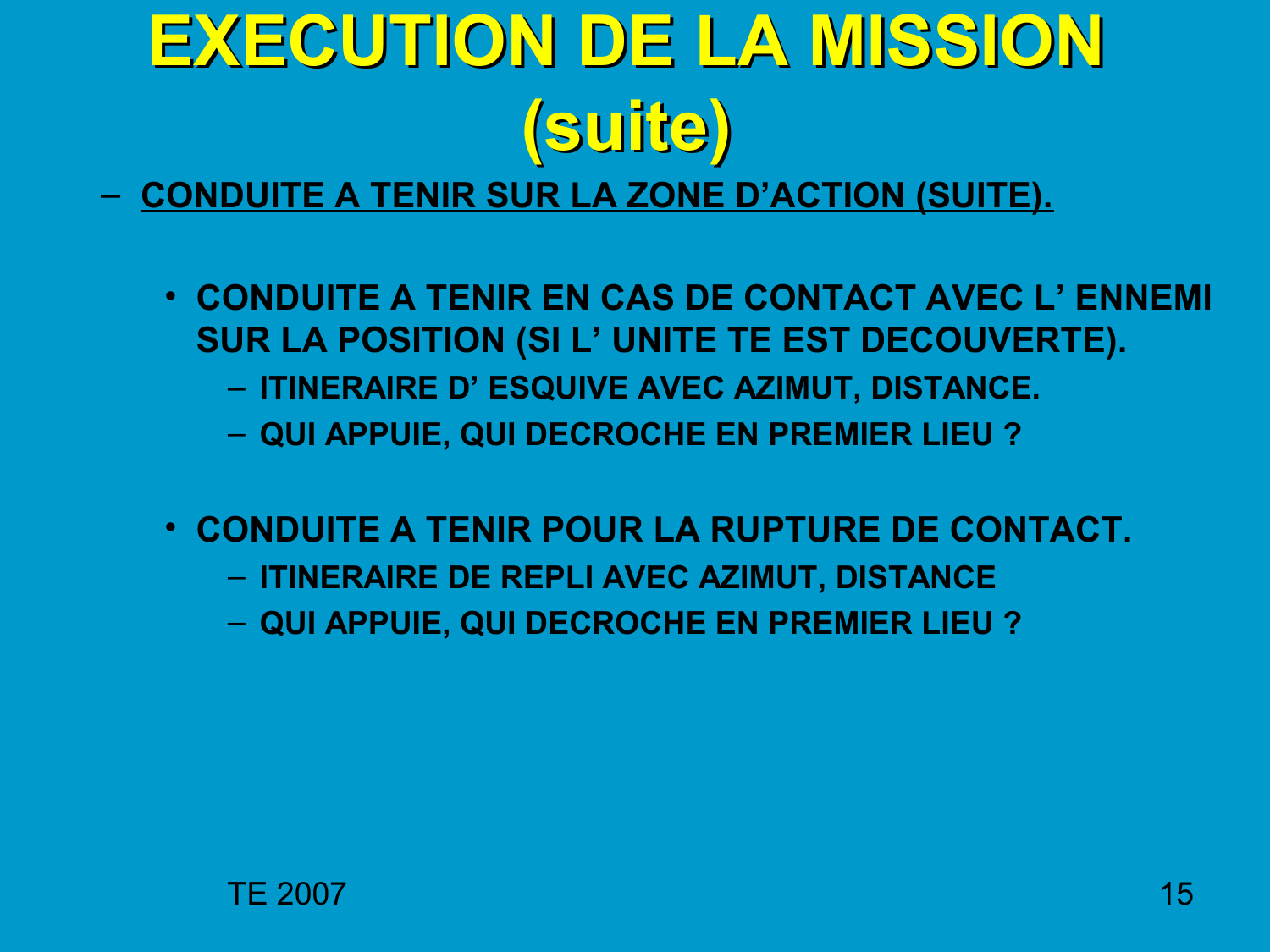# EXECUTION DE LA MISSION (suite)

- <u>**CONDUITE A TENIR SUR LA ZONE D'ACTION (SUITE).**</u>

  - **CONDUITE A TENIR EN CAS DE CONTACT AVEC L' ENNEMI SUR LA POSITION (SI L' UNITE TE EST DECOUVERTE).**
    - **ITINERAIRE D' ESQUIVE AVEC AZIMUT, DISTANCE.**
    - **QUI APPUIE, QUI DECROCHE EN PREMIER LIEU ?**

  - **CONDUITE A TENIR POUR LA RUPTURE DE CONTACT.**
    - **ITINERAIRE DE REPLI AVEC AZIMUT, DISTANCE**
    - **QUI APPUIE, QUI DECROCHE EN PREMIER LIEU ?**

TE 2007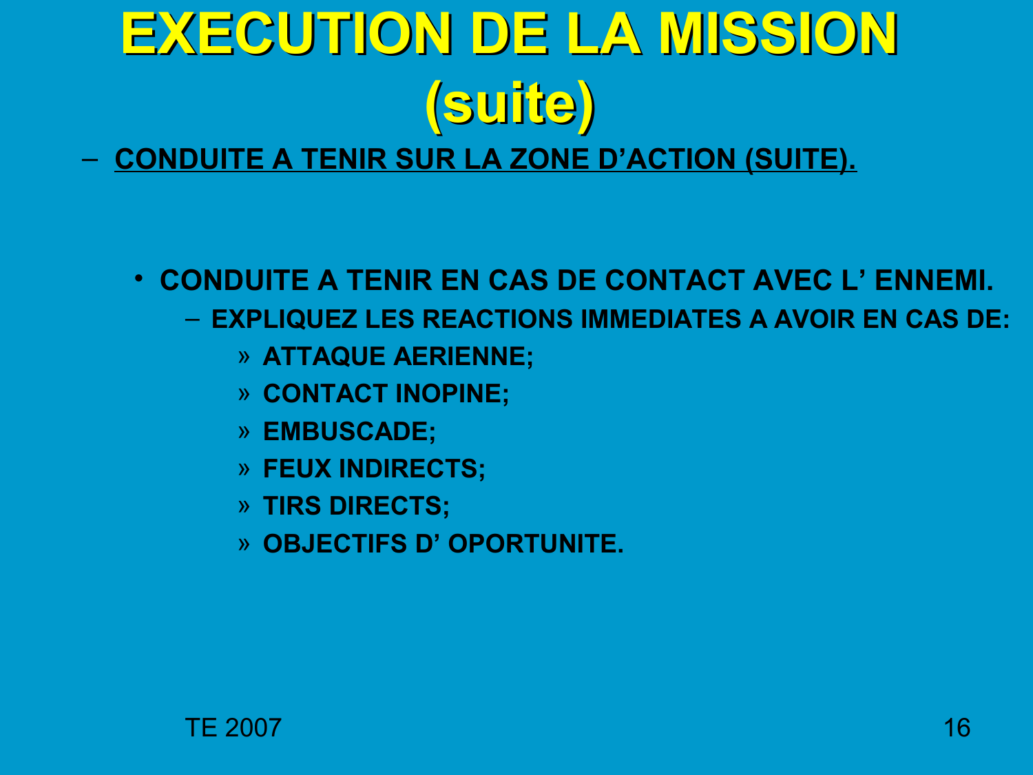# EXECUTION DE LA MISSION (suite)

- **CONDUITE A TENIR SUR LA ZONE D'ACTION (SUITE).**

  - **CONDUITE A TENIR EN CAS DE CONTACT AVEC L' ENNEMI.**
    - **EXPLIQUEZ LES REACTIONS IMMEDIATES A AVOIR EN CAS DE:**
      - **ATTAQUE AERIENNE;**
      - **CONTACT INOPINE;**
      - **EMBUSCADE;**
      - **FEUX INDIRECTS;**
      - **TIRS DIRECTS;**
      - **OBJECTIFS D' OPORTUNITE.**

TE 2007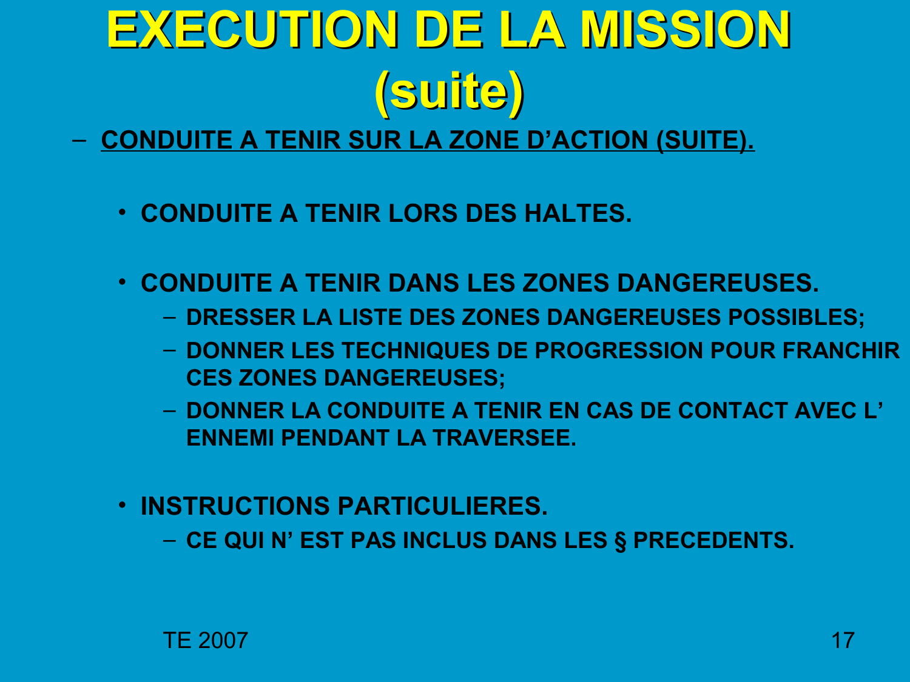# EXECUTION DE LA MISSION (suite)

- <u>**CONDUITE A TENIR SUR LA ZONE D'ACTION (SUITE).**</u>

  - **CONDUITE A TENIR LORS DES HALTES.**

  - **CONDUITE A TENIR DANS LES ZONES DANGEREUSES.**
    - **DRESSER LA LISTE DES ZONES DANGEREUSES POSSIBLES;**
    - **DONNER LES TECHNIQUES DE PROGRESSION POUR FRANCHIR CES ZONES DANGEREUSES;**
    - **DONNER LA CONDUITE A TENIR EN CAS DE CONTACT AVEC L' ENNEMI PENDANT LA TRAVERSEE.**

  - **INSTRUCTIONS PARTICULIERES.**
    - **CE QUI N' EST PAS INCLUS DANS LES § PRECEDENTS.**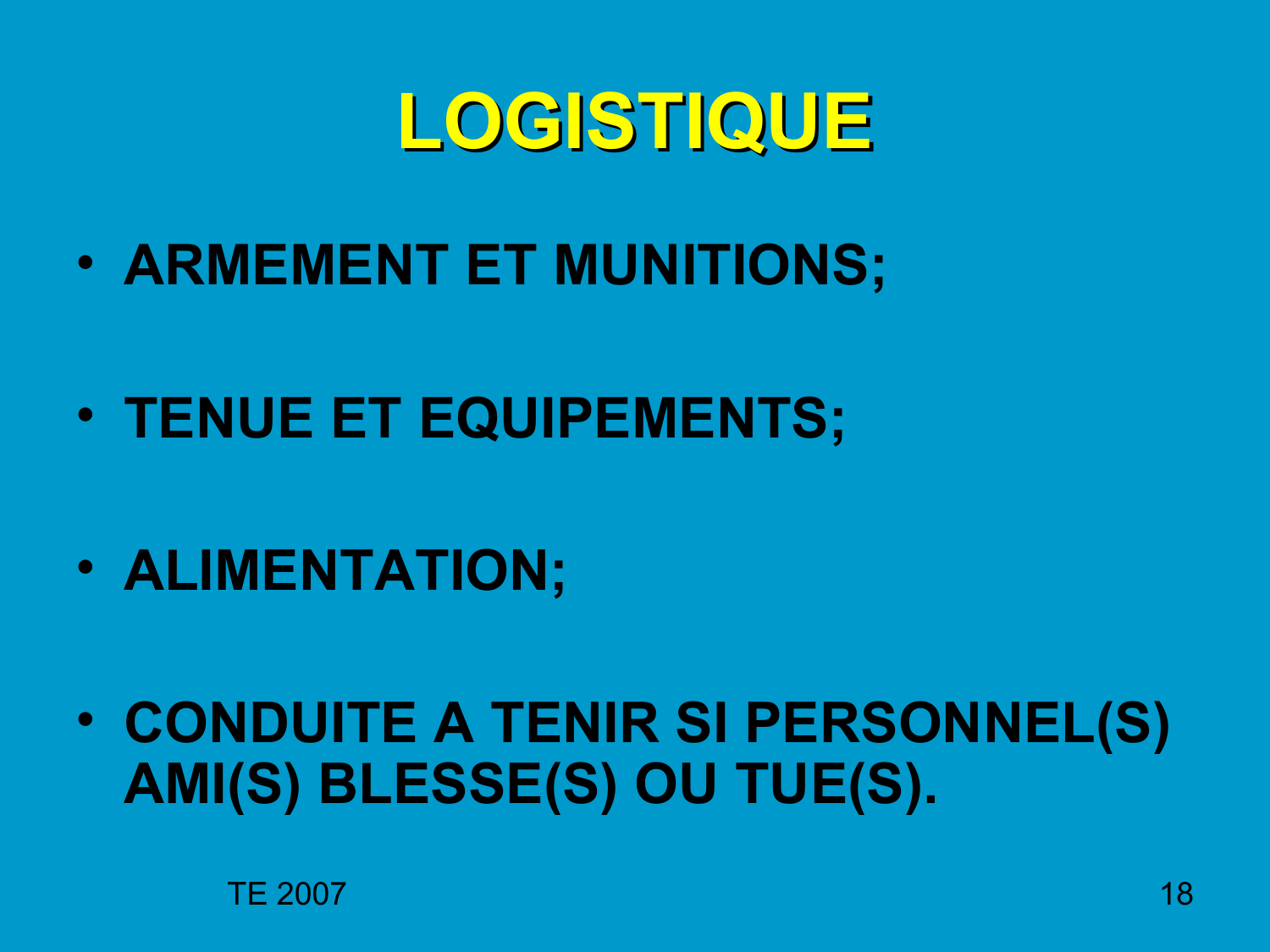# LOGISTIQUE

- **ARMEMENT ET MUNITIONS;**
- **TENUE ET EQUIPEMENTS;**
- **ALIMENTATION;**
- **CONDUITE A TENIR SI PERSONNEL(S) AMI(S) BLESSE(S) OU TUE(S).**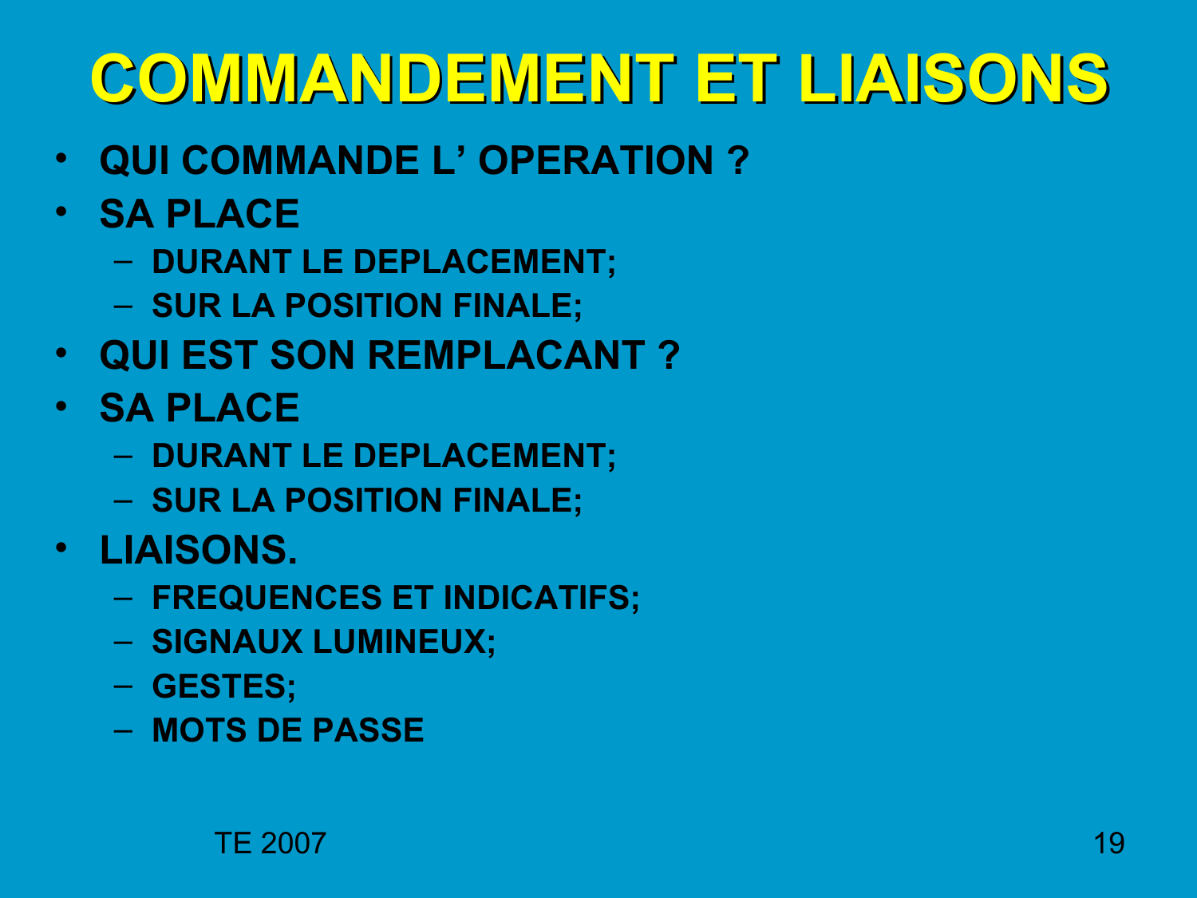# COMMANDEMENT ET LIAISONS

- **QUI COMMANDE L' OPERATION ?**
- **SA PLACE**
  - **DURANT LE DEPLACEMENT;**
  - **SUR LA POSITION FINALE;**
- **QUI EST SON REMPLACANT ?**
- **SA PLACE**
  - **DURANT LE DEPLACEMENT;**
  - **SUR LA POSITION FINALE;**
- **LIAISONS.**
  - **FREQUENCES ET INDICATIFS;**
  - **SIGNAUX LUMINEUX;**
  - **GESTES;**
  - **MOTS DE PASSE**

TE 2007